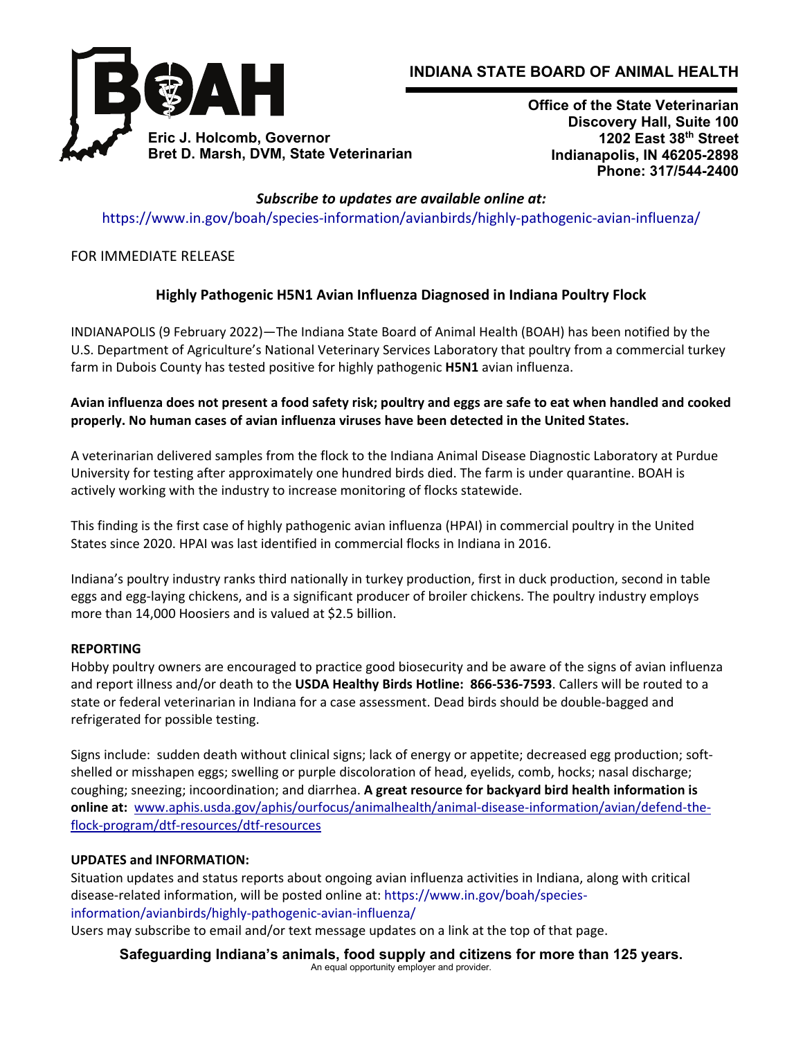# INDIANA STATE BOARD OF ANIMAL HEALTH

**BOAH**

**Eric J. Holcomb, Governor**
**Bret D. Marsh, DVM, State Veterinarian**

**Office of the State Veterinarian**
**Discovery Hall, Suite 100**
**1202 East 38th Street**
**Indianapolis, IN 46205-2898**
**Phone: 317/544-2400**

***Subscribe to updates are available online at:***
https://www.in.gov/boah/species-information/avianbirds/highly-pathogenic-avian-influenza/

FOR IMMEDIATE RELEASE

## Highly Pathogenic H5N1 Avian Influenza Diagnosed in Indiana Poultry Flock

INDIANAPOLIS (9 February 2022)—The Indiana State Board of Animal Health (BOAH) has been notified by the U.S. Department of Agriculture's National Veterinary Services Laboratory that poultry from a commercial turkey farm in Dubois County has tested positive for highly pathogenic **H5N1** avian influenza.

**Avian influenza does not present a food safety risk; poultry and eggs are safe to eat when handled and cooked properly. No human cases of avian influenza viruses have been detected in the United States.**

A veterinarian delivered samples from the flock to the Indiana Animal Disease Diagnostic Laboratory at Purdue University for testing after approximately one hundred birds died. The farm is under quarantine. BOAH is actively working with the industry to increase monitoring of flocks statewide.

This finding is the first case of highly pathogenic avian influenza (HPAI) in commercial poultry in the United States since 2020. HPAI was last identified in commercial flocks in Indiana in 2016.

Indiana's poultry industry ranks third nationally in turkey production, first in duck production, second in table eggs and egg-laying chickens, and is a significant producer of broiler chickens. The poultry industry employs more than 14,000 Hoosiers and is valued at $2.5 billion.

### REPORTING

Hobby poultry owners are encouraged to practice good biosecurity and be aware of the signs of avian influenza and report illness and/or death to the **USDA Healthy Birds Hotline: 866-536-7593**. Callers will be routed to a state or federal veterinarian in Indiana for a case assessment. Dead birds should be double-bagged and refrigerated for possible testing.

Signs include: sudden death without clinical signs; lack of energy or appetite; decreased egg production; soft-shelled or misshapen eggs; swelling or purple discoloration of head, eyelids, comb, hocks; nasal discharge; coughing; sneezing; incoordination; and diarrhea. **A great resource for backyard bird health information is online at:** www.aphis.usda.gov/aphis/ourfocus/animalhealth/animal-disease-information/avian/defend-the-flock-program/dtf-resources/dtf-resources

### UPDATES and INFORMATION:

Situation updates and status reports about ongoing avian influenza activities in Indiana, along with critical disease-related information, will be posted online at: https://www.in.gov/boah/species-information/avianbirds/highly-pathogenic-avian-influenza/
Users may subscribe to email and/or text message updates on a link at the top of that page.

**Safeguarding Indiana's animals, food supply and citizens for more than 125 years.**
An equal opportunity employer and provider.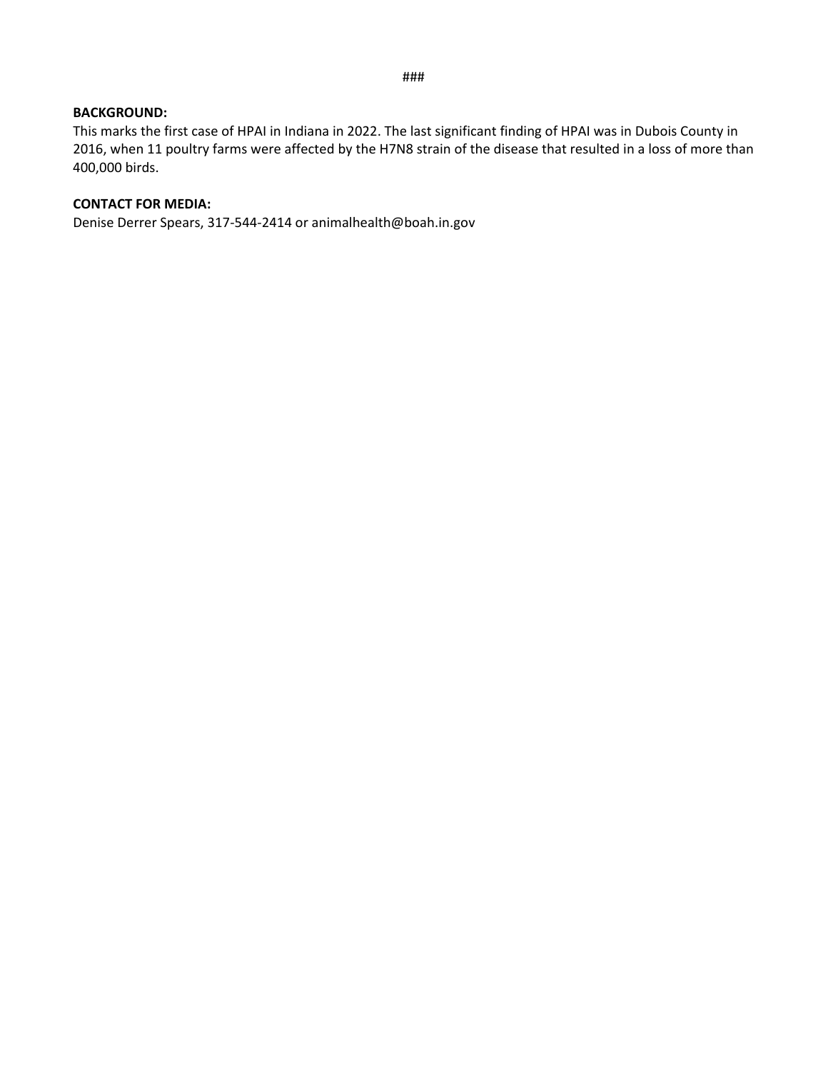###

**BACKGROUND:**
This marks the first case of HPAI in Indiana in 2022. The last significant finding of HPAI was in Dubois County in 2016, when 11 poultry farms were affected by the H7N8 strain of the disease that resulted in a loss of more than 400,000 birds.

**CONTACT FOR MEDIA:**
Denise Derrer Spears, 317-544-2414 or animalhealth@boah.in.gov